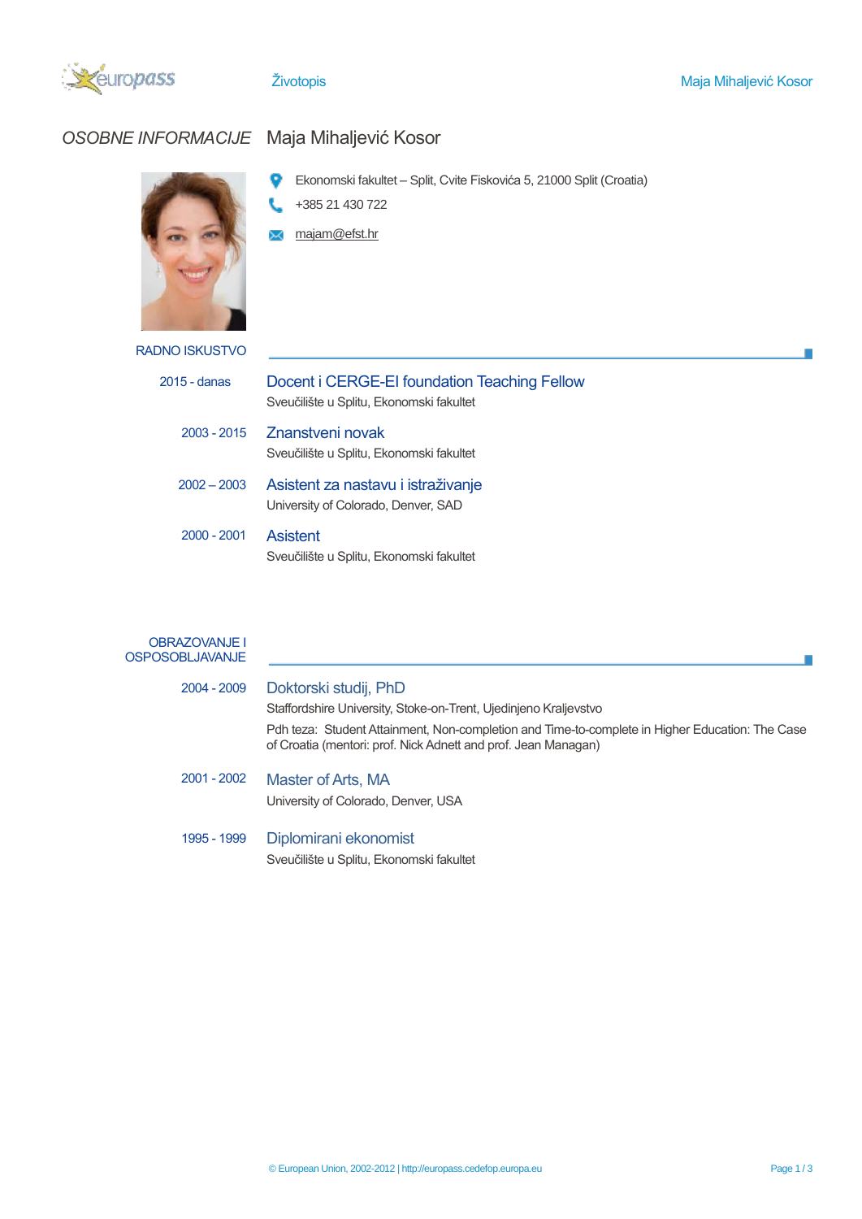# OSOBNE INFORMACIJE Maja Mihaljević Kosor

Ekonomski fakultet – Split, Cvite Fiskovića 5, 21000 Split (Croatia)

+385 21 430 722

majam@efst.hr

## RADNO ISKUSTVO

**2015 - danas**
### Docent i CERGE-EI foundation Teaching Fellow
Sveučilište u Splitu, Ekonomski fakultet

**2003 - 2015**
### Znanstveni novak
Sveučilište u Splitu, Ekonomski fakultet

**2002 – 2003**
### Asistent za nastavu i istraživanje
University of Colorado, Denver, SAD

**2000 - 2001**
### Asistent
Sveučilište u Splitu, Ekonomski fakultet

## OBRAZOVANJE I OSPOSOBLJAVANJE

**2004 - 2009**
### Doktorski studij, PhD
Staffordshire University, Stoke-on-Trent, Ujedinjeno Kraljevstvo

Pdh teza: Student Attainment, Non-completion and Time-to-complete in Higher Education: The Case of Croatia (mentori: prof. Nick Adnett and prof. Jean Managan)

**2001 - 2002**
### Master of Arts, MA
University of Colorado, Denver, USA

**1995 - 1999**
### Diplomirani ekonomist
Sveučilište u Splitu, Ekonomski fakultet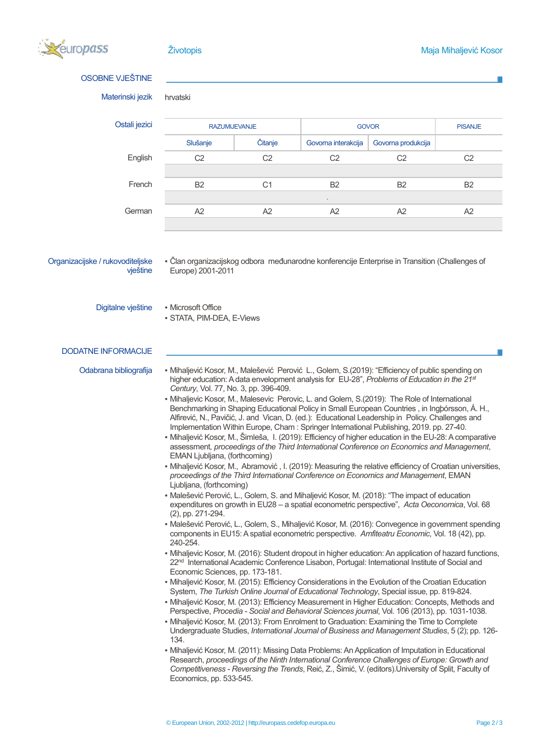## OSOBNE VJEŠTINE

**Materinski jezik**

hrvatski

**Ostali jezici**

| | RAZUMIJEVANJE | | GOVOR | | PISANJE |
|---|---|---|---|---|---|
| | Slušanje | Čitanje | Govorna interakcija | Govorna produkcija | |
| English | C2 | C2 | C2 | C2 | C2 |
| French | B2 | C1 | B2 | B2 | B2 |
| German | A2 | A2 | A2 | A2 | A2 |

**Organizacijske / rukovoditeljske vještine**

- Član organizacijskog odbora međunarodne konferencije Enterprise in Transition (Challenges of Europe) 2001-2011

**Digitalne vještine**

- Microsoft Office
- STATA, PIM-DEA, E-Views

## DODATNE INFORMACIJE

**Odabrana bibliografija**

- Mihaljević Kosor, M., Malešević Perović L., Golem, S.(2019): "Efficiency of public spending on higher education: A data envelopment analysis for EU-28", *Problems of Education in the 21st Century*, Vol. 77, No. 3, pp. 396-409.
- Mihaljevic Kosor, M., Malesevic Perovic, L. and Golem, S.(2019): The Role of International Benchmarking in Shaping Educational Policy in Small European Countries , in Ingþórsson, Á. H., Alfirević, N., Pavičić, J. and Vican, D. (ed.): Educational Leadership in Policy. Challenges and Implementation Within Europe, Cham : Springer International Publishing, 2019. pp. 27-40.
- Mihaljević Kosor, M., Šimleša, I. (2019): Efficiency of higher education in the EU-28: A comparative assessment, *proceedings of the Third International Conference on Economics and Management*, EMAN Ljubljana, (forthcoming)
- Mihaljević Kosor, M., Abramović , I. (2019): Measuring the relative efficiency of Croatian universities, *proceedings of the Third International Conference on Economics and Management*, EMAN Ljubljana, (forthcoming)
- Malešević Perović, L., Golem, S. and Mihaljević Kosor, M. (2018): "The impact of education expenditures on growth in EU28 – a spatial econometric perspective", *Acta Oeconomica*, Vol. 68 (2), pp. 271-294.
- Malešević Perović, L., Golem, S., Mihaljević Kosor, M. (2016): Convegence in government spending components in EU15: A spatial econometric perspective. *Amfiteatru Economic*, Vol. 18 (42), pp. 240-254.
- Mihaljevic Kosor, M. (2016): Student dropout in higher education: An application of hazard functions, 22nd International Academic Conference Lisabon, Portugal: International Institute of Social and Economic Sciences, pp. 173-181.
- Mihaljević Kosor, M. (2015): Efficiency Considerations in the Evolution of the Croatian Education System, *The Turkish Online Journal of Educational Technology*, Special issue, pp. 819-824.
- Mihaljević Kosor, M. (2013): Efficiency Measurement in Higher Education: Concepts, Methods and Perspective, *Procedia - Social and Behavioral Sciences journal*, Vol. 106 (2013), pp. 1031-1038.
- Mihaljević Kosor, M. (2013): From Enrolment to Graduation: Examining the Time to Complete Undergraduate Studies, *International Journal of Business and Management Studies*, 5 (2); pp. 126-134.
- Mihaljević Kosor, M. (2011): Missing Data Problems: An Application of Imputation in Educational Research, *proceedings of the Ninth International Conference Challenges of Europe: Growth and Competitiveness - Reversing the Trends*, Reić, Z., Šimić, V. (editors).University of Split, Faculty of Economics, pp. 533-545.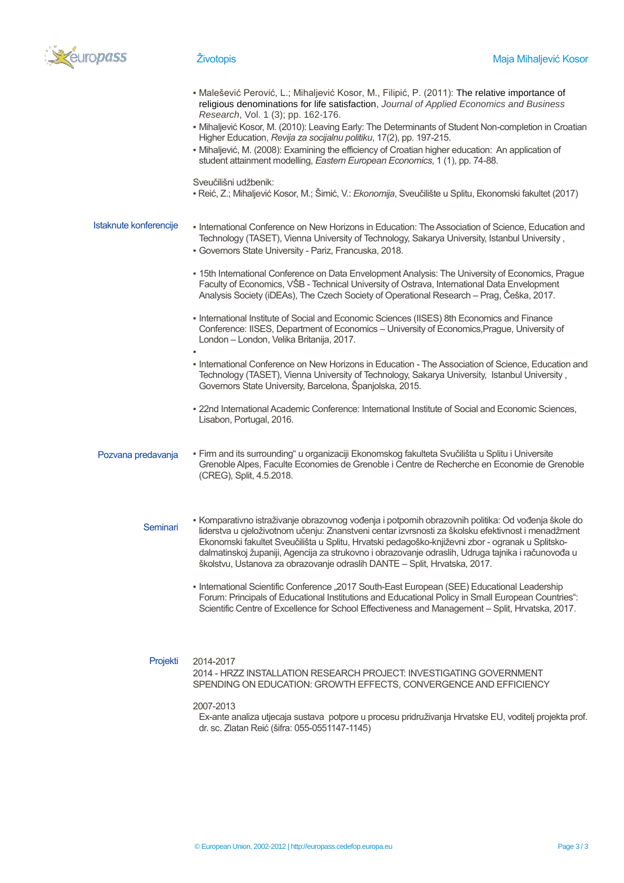- Malešević Perović, L.; Mihaljević Kosor, M., Filipić, P. (2011): The relative importance of religious denominations for life satisfaction, *Journal of Applied Economics and Business Research*, Vol. 1 (3); pp. 162-176.
- Mihaljević Kosor, M. (2010): Leaving Early: The Determinants of Student Non-completion in Croatian Higher Education, *Revija za socijalnu politiku*, 17(2), pp. 197-215.
- Mihaljević, M. (2008): Examining the efficiency of Croatian higher education: An application of student attainment modelling, *Eastern European Economics*, 1 (1), pp. 74-88.

Sveučilišni udžbenik:

- Reić, Z.; Mihaljević Kosor, M.; Šimić, V.: *Ekonomija*, Sveučilište u Splitu, Ekonomski fakultet (2017)

## Istaknute konferencije

- International Conference on New Horizons in Education: The Association of Science, Education and Technology (TASET), Vienna University of Technology, Sakarya University, Istanbul University ,
- Governors State University - Pariz, Francuska, 2018.
- 15th International Conference on Data Envelopment Analysis: The University of Economics, Prague Faculty of Economics, VŠB - Technical University of Ostrava, International Data Envelopment Analysis Society (iDEAs), The Czech Society of Operational Research – Prag, Češka, 2017.
- International Institute of Social and Economic Sciences (IISES) 8th Economics and Finance Conference: IISES, Department of Economics – University of Economics,Prague, University of London – London, Velika Britanija, 2017.
- 
- International Conference on New Horizons in Education - The Association of Science, Education and Technology (TASET), Vienna University of Technology, Sakarya University, Istanbul University , Governors State University, Barcelona, Španjolska, 2015.
- 22nd International Academic Conference: International Institute of Social and Economic Sciences, Lisabon, Portugal, 2016.

## Pozvana predavanja

- Firm and its surrounding" u organizaciji Ekonomskog fakulteta Svučilišta u Splitu i Universite Grenoble Alpes, Faculte Economies de Grenoble i Centre de Recherche en Economie de Grenoble (CREG), Split, 4.5.2018.

## Seminari

- Komparativno istraživanje obrazovnog vođenja i potpornih obrazovnih politika: Od vođenja škole do liderstva u cjeloživotnom učenju: Znanstveni centar izvrsnosti za školsku efektivnost i menadžment Ekonomski fakultet Sveučilišta u Splitu, Hrvatski pedagoško-književni zbor - ogranak u Splitsko-dalmatinskoj županiji, Agencija za strukovno i obrazovanje odraslih, Udruga tajnika i računovođa u školstvu, Ustanova za obrazovanje odraslih DANTE – Split, Hrvatska, 2017.
- International Scientific Conference „2017 South-East European (SEE) Educational Leadership Forum: Principals of Educational Institutions and Educational Policy in Small European Countries": Scientific Centre of Excellence for School Effectiveness and Management – Split, Hrvatska, 2017.

## Projekti

2014-2017
2014 - HRZZ INSTALLATION RESEARCH PROJECT: INVESTIGATING GOVERNMENT SPENDING ON EDUCATION: GROWTH EFFECTS, CONVERGENCE AND EFFICIENCY

2007-2013
Ex-ante analiza utjecaja sustava potpore u procesu pridruživanja Hrvatske EU, voditelj projekta prof. dr. sc. Zlatan Reić (šifra: 055-0551147-1145)